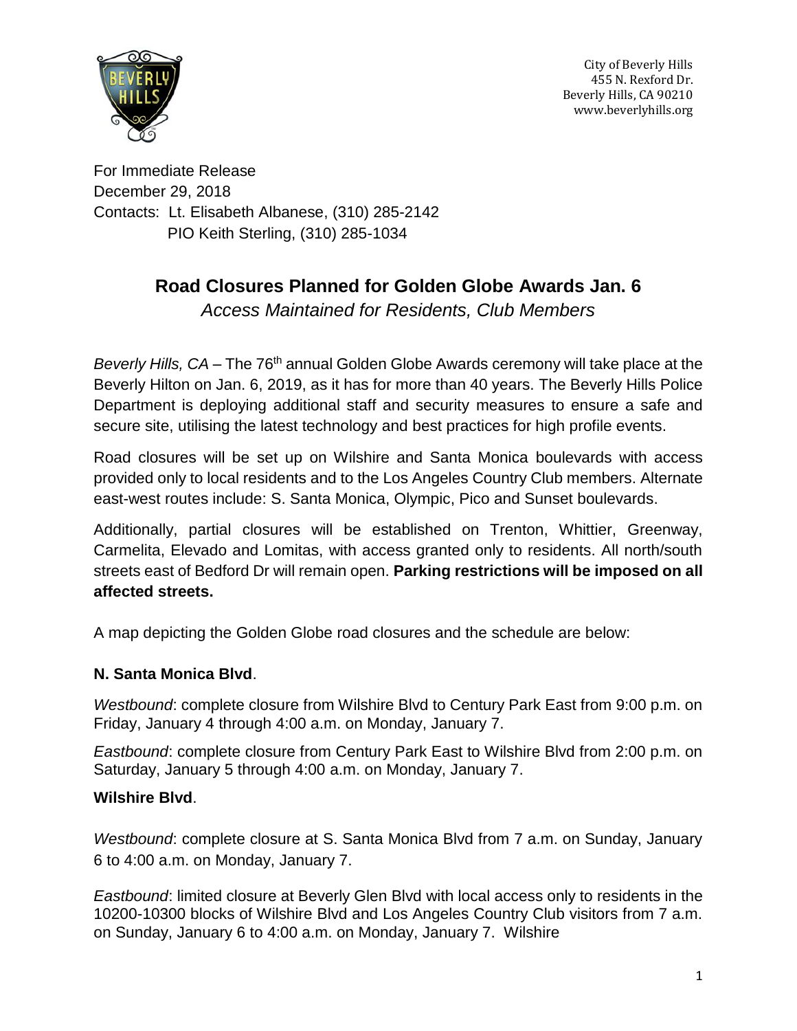City of Beverly Hills
455 N. Rexford Dr.
Beverly Hills, CA 90210
www.beverlyhills.org

For Immediate Release
December 29, 2018
Contacts: Lt. Elisabeth Albanese, (310) 285-2142
PIO Keith Sterling, (310) 285-1034

# Road Closures Planned for Golden Globe Awards Jan. 6

*Access Maintained for Residents, Club Members*

*Beverly Hills, CA* – The 76th annual Golden Globe Awards ceremony will take place at the Beverly Hilton on Jan. 6, 2019, as it has for more than 40 years. The Beverly Hills Police Department is deploying additional staff and security measures to ensure a safe and secure site, utilising the latest technology and best practices for high profile events.

Road closures will be set up on Wilshire and Santa Monica boulevards with access provided only to local residents and to the Los Angeles Country Club members. Alternate east-west routes include: S. Santa Monica, Olympic, Pico and Sunset boulevards.

Additionally, partial closures will be established on Trenton, Whittier, Greenway, Carmelita, Elevado and Lomitas, with access granted only to residents. All north/south streets east of Bedford Dr will remain open. **Parking restrictions will be imposed on all affected streets.**

A map depicting the Golden Globe road closures and the schedule are below:

**N. Santa Monica Blvd**.

*Westbound*: complete closure from Wilshire Blvd to Century Park East from 9:00 p.m. on Friday, January 4 through 4:00 a.m. on Monday, January 7.

*Eastbound*: complete closure from Century Park East to Wilshire Blvd from 2:00 p.m. on Saturday, January 5 through 4:00 a.m. on Monday, January 7.

**Wilshire Blvd**.

*Westbound*: complete closure at S. Santa Monica Blvd from 7 a.m. on Sunday, January 6 to 4:00 a.m. on Monday, January 7.

*Eastbound*: limited closure at Beverly Glen Blvd with local access only to residents in the 10200-10300 blocks of Wilshire Blvd and Los Angeles Country Club visitors from 7 a.m. on Sunday, January 6 to 4:00 a.m. on Monday, January 7. Wilshire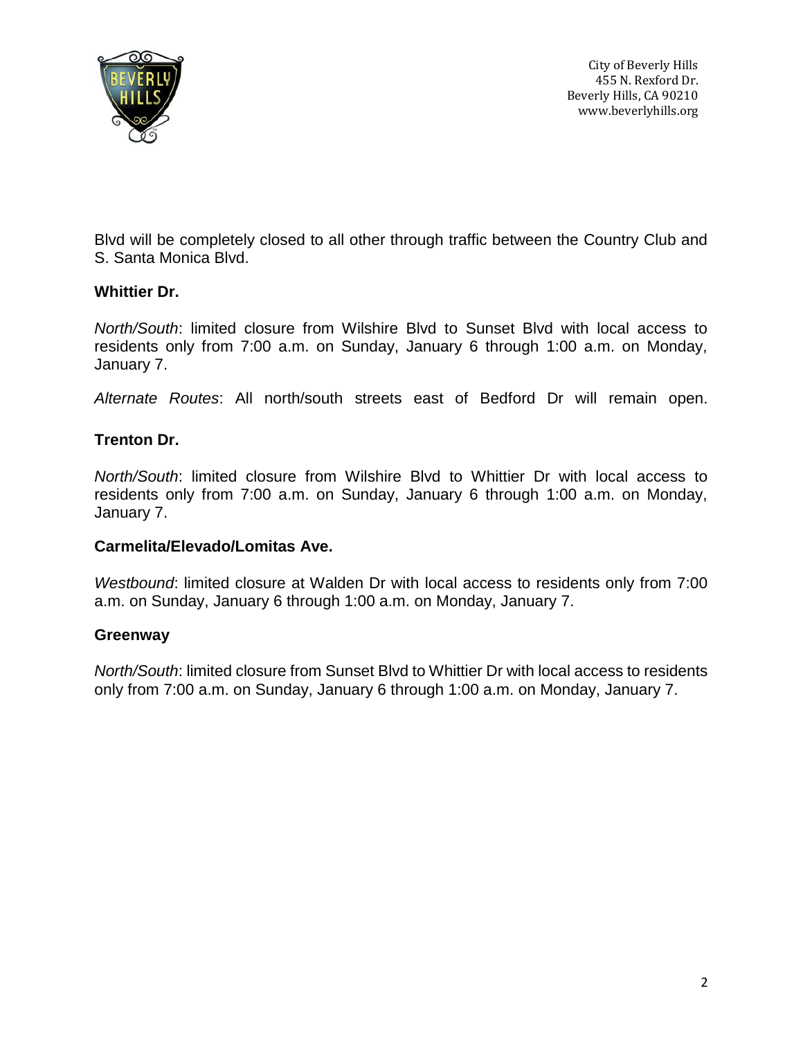Blvd will be completely closed to all other through traffic between the Country Club and S. Santa Monica Blvd.

**Whittier Dr.**

*North/South*: limited closure from Wilshire Blvd to Sunset Blvd with local access to residents only from 7:00 a.m. on Sunday, January 6 through 1:00 a.m. on Monday, January 7.

*Alternate Routes*: All north/south streets east of Bedford Dr will remain open.

**Trenton Dr.**

*North/South*: limited closure from Wilshire Blvd to Whittier Dr with local access to residents only from 7:00 a.m. on Sunday, January 6 through 1:00 a.m. on Monday, January 7.

**Carmelita/Elevado/Lomitas Ave.**

*Westbound*: limited closure at Walden Dr with local access to residents only from 7:00 a.m. on Sunday, January 6 through 1:00 a.m. on Monday, January 7.

**Greenway**

*North/South*: limited closure from Sunset Blvd to Whittier Dr with local access to residents only from 7:00 a.m. on Sunday, January 6 through 1:00 a.m. on Monday, January 7.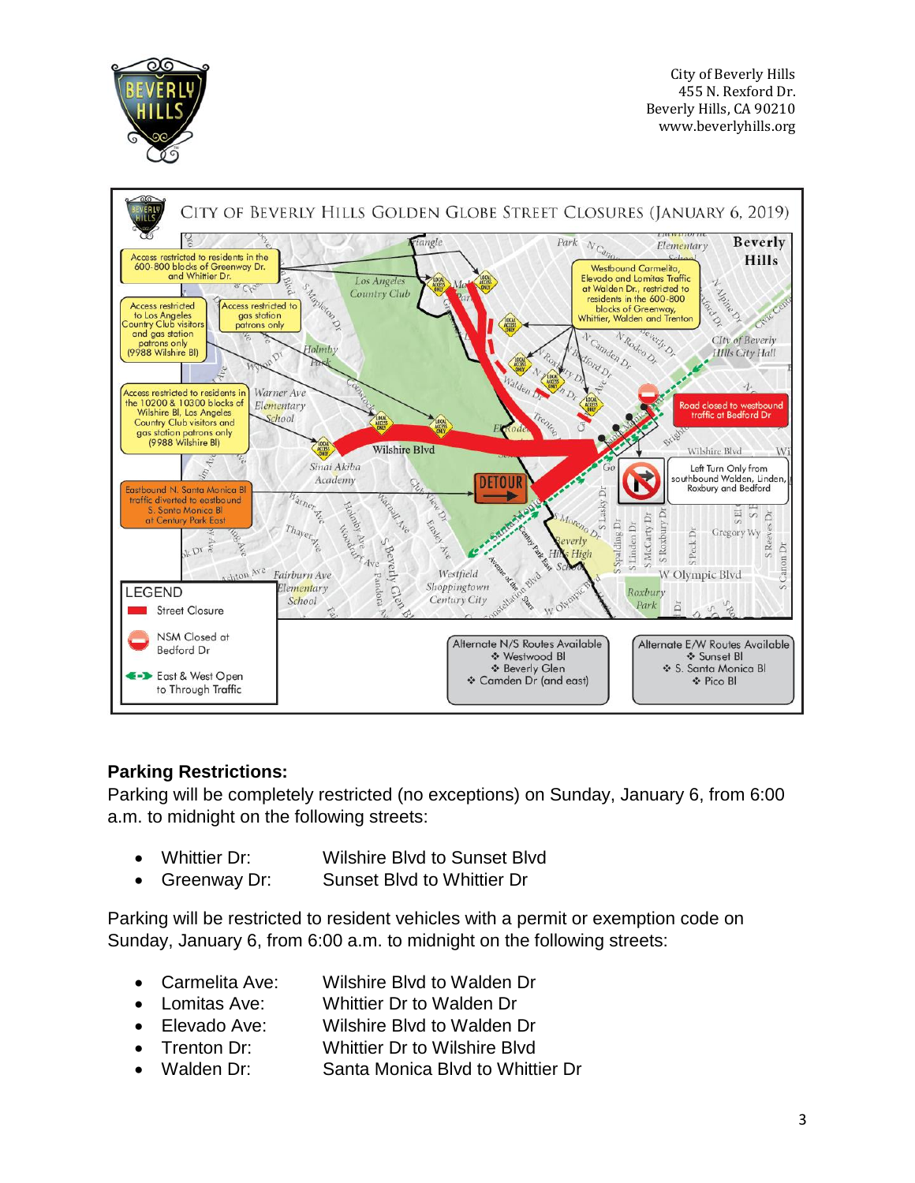City of Beverly Hills
455 N. Rexford Dr.
Beverly Hills, CA 90210
www.beverlyhills.org

CITY OF BEVERLY HILLS GOLDEN GLOBE STREET CLOSURES (JANUARY 6, 2019)

Access restricted to residents in the 600-800 blocks of Greenway Dr. and Whittier Dr.

Access restricted to Los Angeles Country Club visitors and gas station patrons only (9988 Wilshire Bl)

Access restricted to gas station patrons only

Access restricted to residents in the 10200 & 10300 blocks of Wilshire Bl, Los Angeles Country Club visitors and gas station patrons only (9988 Wilshire Bl)

Eastbound N. Santa Monica Bl traffic diverted to eastbound S. Santa Monica Bl at Century Park East

Westbound Carmelita, Elevado and Lomitas Traffic at Walden Dr., restricted to residents in the 600-800 blocks of Greenway, Whittier, Walden and Trenton

Road closed to westbound traffic at Bedford Dr

Left Turn Only from southbound Walden, Linden, Roxbury and Bedford

LEGEND
- Street Closure
- NSM Closed at Bedford Dr
- East & West Open to Through Traffic

Alternate N/S Routes Available
- Westwood Bl
- Beverly Glen
- Camden Dr (and east)

Alternate E/W Routes Available
- Sunset Bl
- S. Santa Monica Bl
- Pico Bl

## Parking Restrictions:

Parking will be completely restricted (no exceptions) on Sunday, January 6, from 6:00 a.m. to midnight on the following streets:

- Whittier Dr: Wilshire Blvd to Sunset Blvd
- Greenway Dr: Sunset Blvd to Whittier Dr

Parking will be restricted to resident vehicles with a permit or exemption code on Sunday, January 6, from 6:00 a.m. to midnight on the following streets:

- Carmelita Ave: Wilshire Blvd to Walden Dr
- Lomitas Ave: Whittier Dr to Walden Dr
- Elevado Ave: Wilshire Blvd to Walden Dr
- Trenton Dr: Whittier Dr to Wilshire Blvd
- Walden Dr: Santa Monica Blvd to Whittier Dr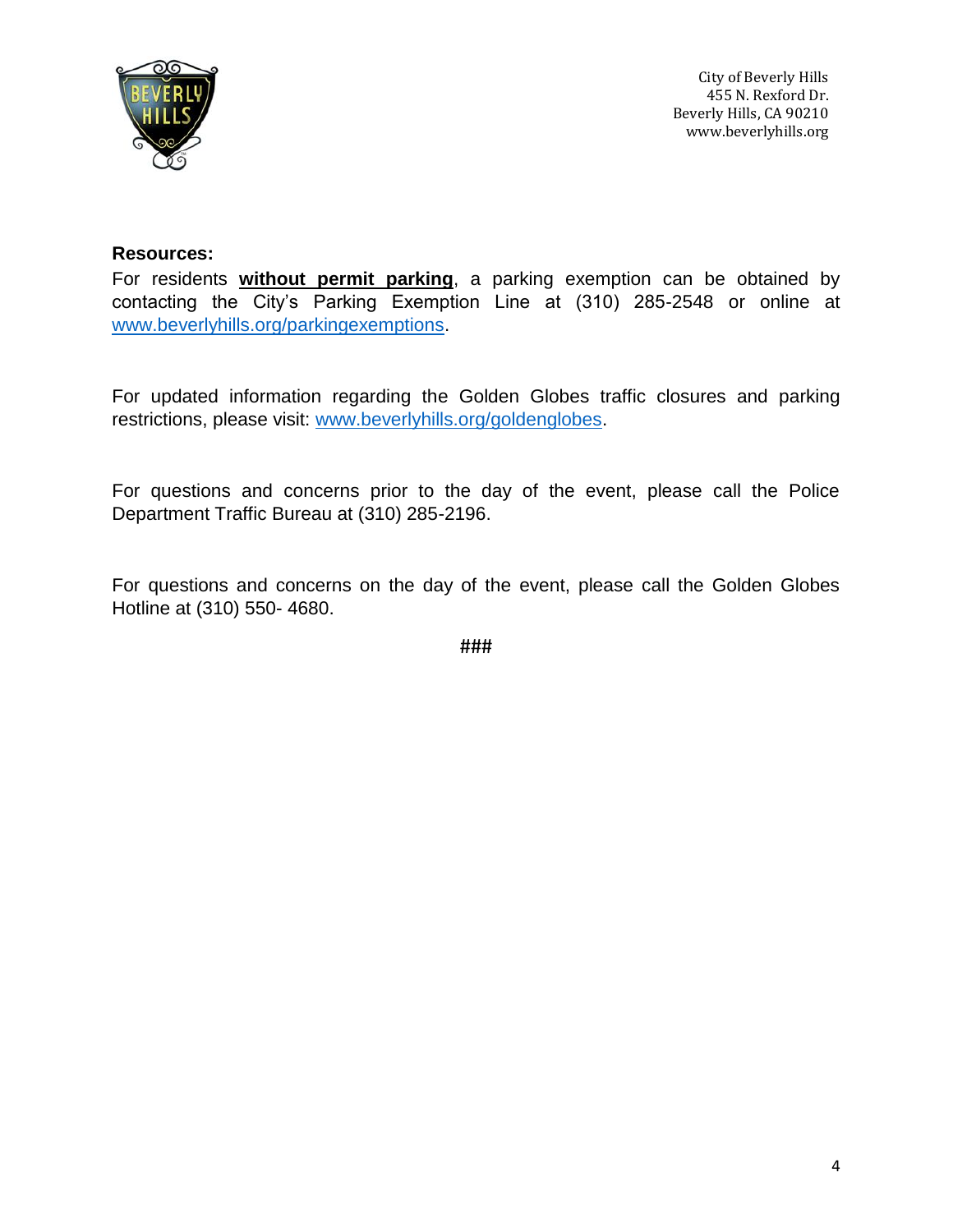City of Beverly Hills
455 N. Rexford Dr.
Beverly Hills, CA 90210
www.beverlyhills.org

**Resources:**

For residents **without permit parking**, a parking exemption can be obtained by contacting the City's Parking Exemption Line at (310) 285-2548 or online at www.beverlyhills.org/parkingexemptions.

For updated information regarding the Golden Globes traffic closures and parking restrictions, please visit: www.beverlyhills.org/goldenglobes.

For questions and concerns prior to the day of the event, please call the Police Department Traffic Bureau at (310) 285-2196.

For questions and concerns on the day of the event, please call the Golden Globes Hotline at (310) 550- 4680.

###